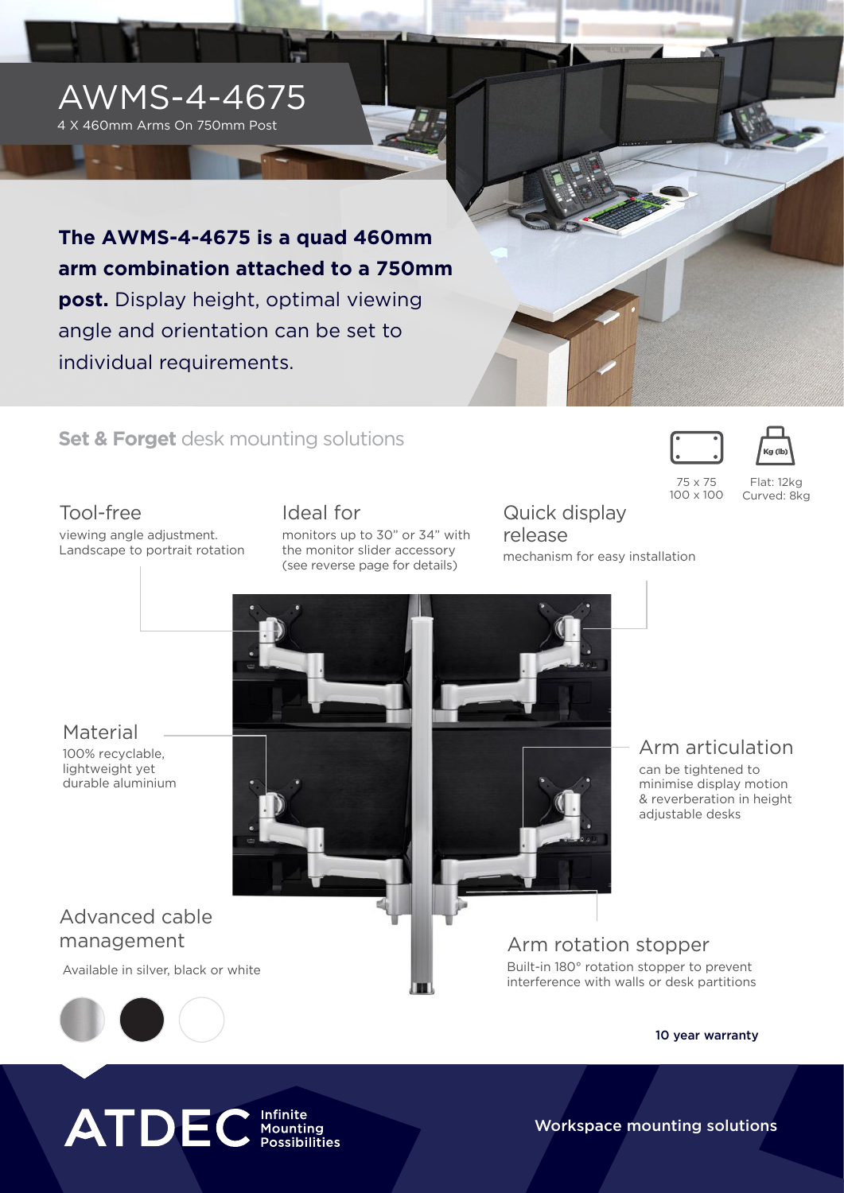# AWMS-4-4675

4 X 460mm Arms On 750mm Post

**The AWMS-4-4675 is a quad 460mm arm combination attached to a 750mm post.** Display height, optimal viewing angle and orientation can be set to individual requirements.

## **Set & Forget** desk mounting solutions

75 x 75
100 x 100

Flat: 12kg
Curved: 8kg

### Tool-free

viewing angle adjustment. Landscape to portrait rotation

### Ideal for

monitors up to 30" or 34" with the monitor slider accessory (see reverse page for details)

### Quick display release

mechanism for easy installation

### Material

100% recyclable, lightweight yet durable aluminium

### Arm articulation

can be tightened to minimise display motion & reverberation in height adjustable desks

### Advanced cable management

Available in silver, black or white

### Arm rotation stopper

Built-in 180° rotation stopper to prevent interference with walls or desk partitions

**10 year warranty**

ATDEC Infinite Mounting Possibilities

Workspace mounting solutions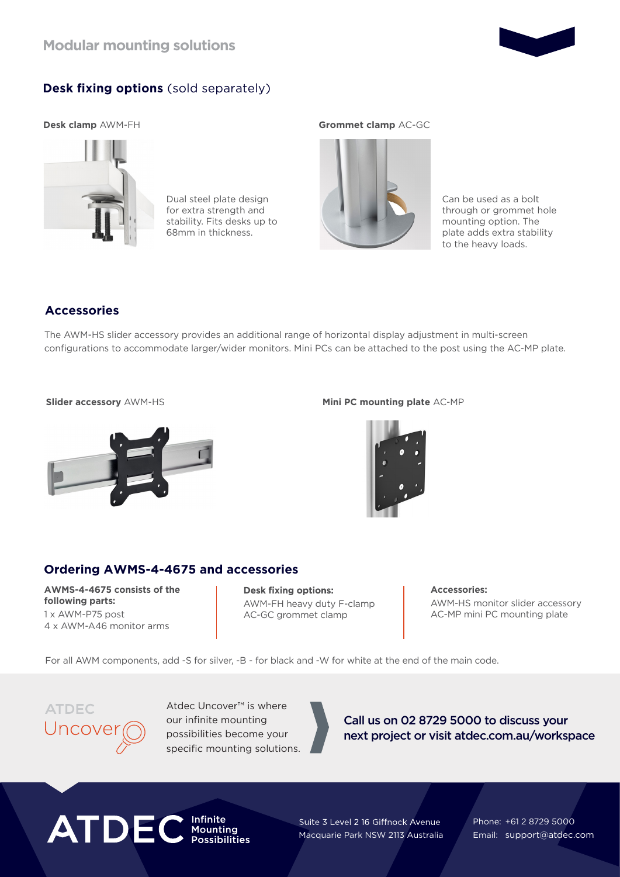## Modular mounting solutions

### **Desk fixing options** (sold separately)

**Desk clamp** AWM-FH

Dual steel plate design for extra strength and stability. Fits desks up to 68mm in thickness.

**Grommet clamp** AC-GC

Can be used as a bolt through or grommet hole mounting option. The plate adds extra stability to the heavy loads.

### Accessories

The AWM-HS slider accessory provides an additional range of horizontal display adjustment in multi-screen configurations to accommodate larger/wider monitors. Mini PCs can be attached to the post using the AC-MP plate.

**Slider accessory** AWM-HS

**Mini PC mounting plate** AC-MP

### Ordering AWMS-4-4675 and accessories

**AWMS-4-4675 consists of the following parts:**
1 x AWM-P75 post
4 x AWM-A46 monitor arms

**Desk fixing options:**
AWM-FH heavy duty F-clamp
AC-GC grommet clamp

**Accessories:**
AWM-HS monitor slider accessory
AC-MP mini PC mounting plate

For all AWM components, add -S for silver, -B - for black and -W for white at the end of the main code.

ATDEC Uncover

Atdec Uncover™ is where our infinite mounting possibilities become your specific mounting solutions.

**Call us on 02 8729 5000 to discuss your next project or visit atdec.com.au/workspace**

ATDEC Infinite Mounting Possibilities

Suite 3 Level 2 16 Giffnock Avenue
Macquarie Park NSW 2113 Australia

Phone: +61 2 8729 5000
Email: support@atdec.com